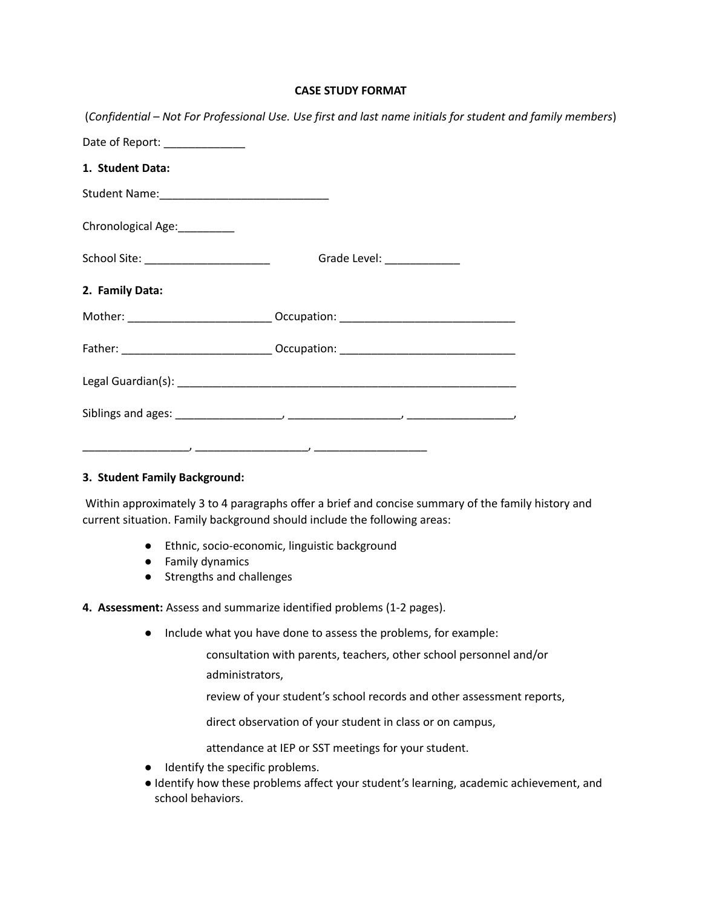# CASE STUDY FORMAT

(*Confidential – Not For Professional Use. Use first and last name initials for student and family members*)

Date of Report: _____________

**1. Student Data:**

Student Name:___________________________

Chronological Age:_________

School Site: ____________________ Grade Level: ____________

**2. Family Data:**

Mother: _______________________ Occupation: ____________________________

Father: ________________________ Occupation: ____________________________

Legal Guardian(s): _______________________________________________________

Siblings and ages: _________________, __________________, _________________,

_________________, __________________, __________________

**3. Student Family Background:**

Within approximately 3 to 4 paragraphs offer a brief and concise summary of the family history and current situation. Family background should include the following areas:

- Ethnic, socio-economic, linguistic background
- Family dynamics
- Strengths and challenges

**4. Assessment:** Assess and summarize identified problems (1-2 pages).

- Include what you have done to assess the problems, for example:

  consultation with parents, teachers, other school personnel and/or administrators,

  review of your student's school records and other assessment reports,

  direct observation of your student in class or on campus,

  attendance at IEP or SST meetings for your student.

- Identify the specific problems.
- Identify how these problems affect your student's learning, academic achievement, and school behaviors.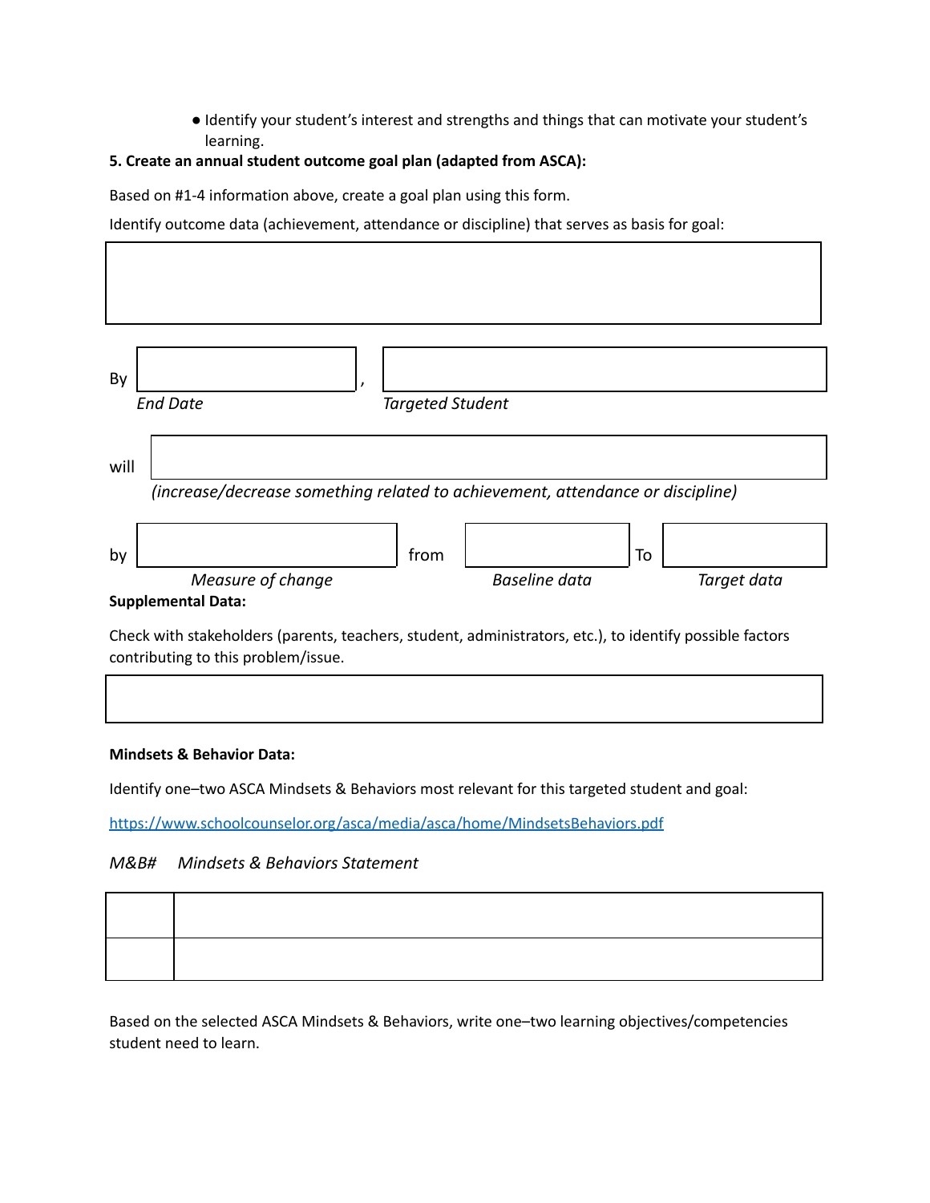- Identify your student's interest and strengths and things that can motivate your student's learning.

**5. Create an annual student outcome goal plan (adapted from ASCA):**

Based on #1-4 information above, create a goal plan using this form.

Identify outcome data (achievement, attendance or discipline) that serves as basis for goal:

| |
|---|
| |

By ______________ , ______________
*End Date* *Targeted Student*

will ______________
*(increase/decrease something related to achievement, attendance or discipline)*

by ______________ from ______________ To ______________
*Measure of change* *Baseline data* *Target data*

**Supplemental Data:**

Check with stakeholders (parents, teachers, student, administrators, etc.), to identify possible factors contributing to this problem/issue.

| |
|---|
| |

**Mindsets & Behavior Data:**

Identify one–two ASCA Mindsets & Behaviors most relevant for this targeted student and goal:

https://www.schoolcounselor.org/asca/media/asca/home/MindsetsBehaviors.pdf

| *M&B#* | *Mindsets & Behaviors Statement* |
|---|---|
| | |
| | |

Based on the selected ASCA Mindsets & Behaviors, write one–two learning objectives/competencies student need to learn.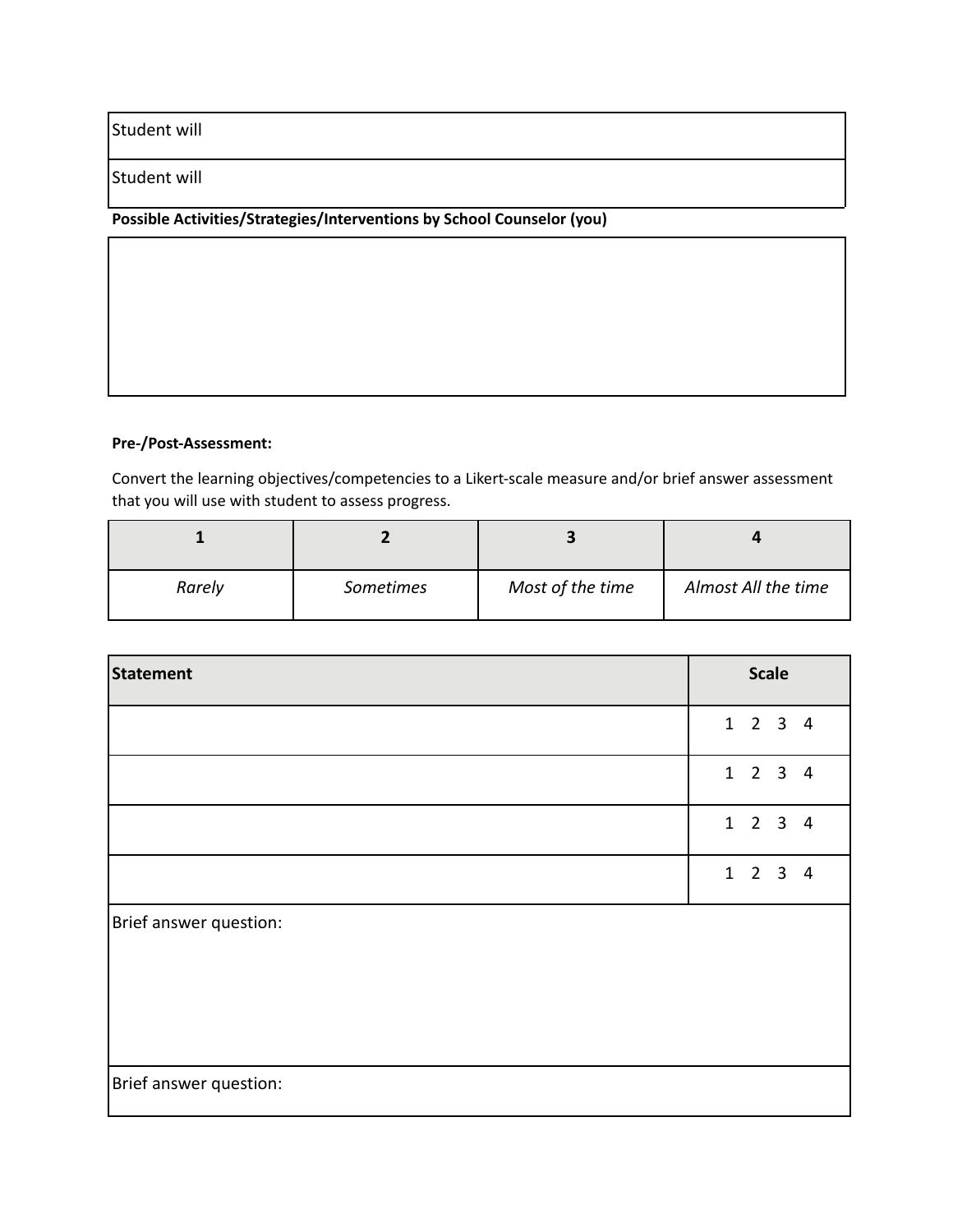| Student will |
|---|
| Student will |

**Possible Activities/Strategies/Interventions by School Counselor (you)**

| |
|---|
| |

**Pre-/Post-Assessment:**

Convert the learning objectives/competencies to a Likert-scale measure and/or brief answer assessment that you will use with student to assess progress.

| 1 | 2 | 3 | 4 |
|---|---|---|---|
| *Rarely* | *Sometimes* | *Most of the time* | *Almost All the time* |

| Statement | Scale |
|---|---|
| | 1 2 3 4 |
| | 1 2 3 4 |
| | 1 2 3 4 |
| | 1 2 3 4 |
| Brief answer question: | |
| Brief answer question: | |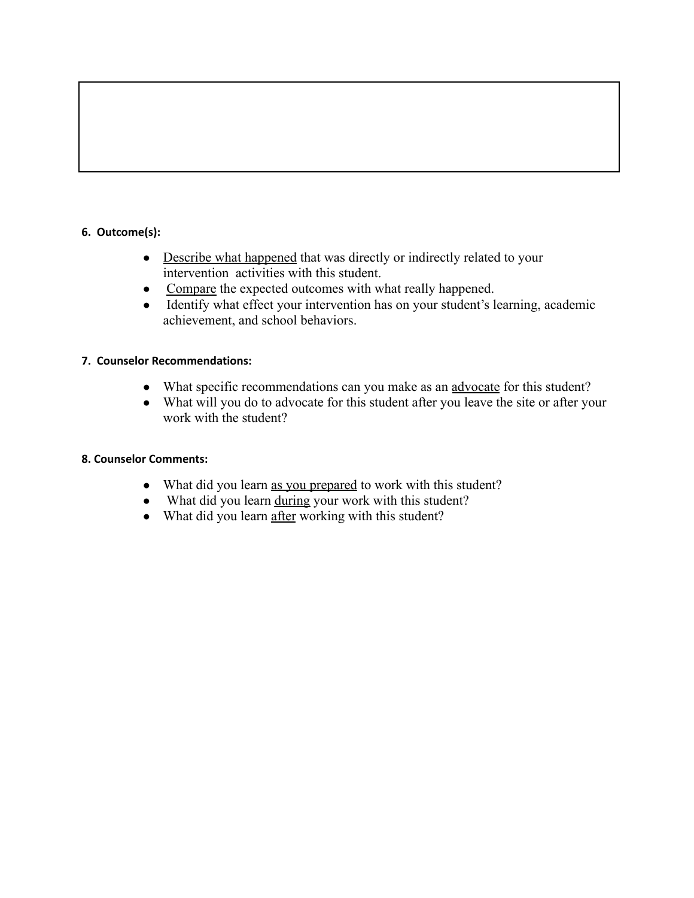**6. Outcome(s):**

- Describe what happened that was directly or indirectly related to your intervention activities with this student.
- Compare the expected outcomes with what really happened.
- Identify what effect your intervention has on your student's learning, academic achievement, and school behaviors.

**7. Counselor Recommendations:**

- What specific recommendations can you make as an advocate for this student?
- What will you do to advocate for this student after you leave the site or after your work with the student?

**8. Counselor Comments:**

- What did you learn as you prepared to work with this student?
- What did you learn during your work with this student?
- What did you learn after working with this student?